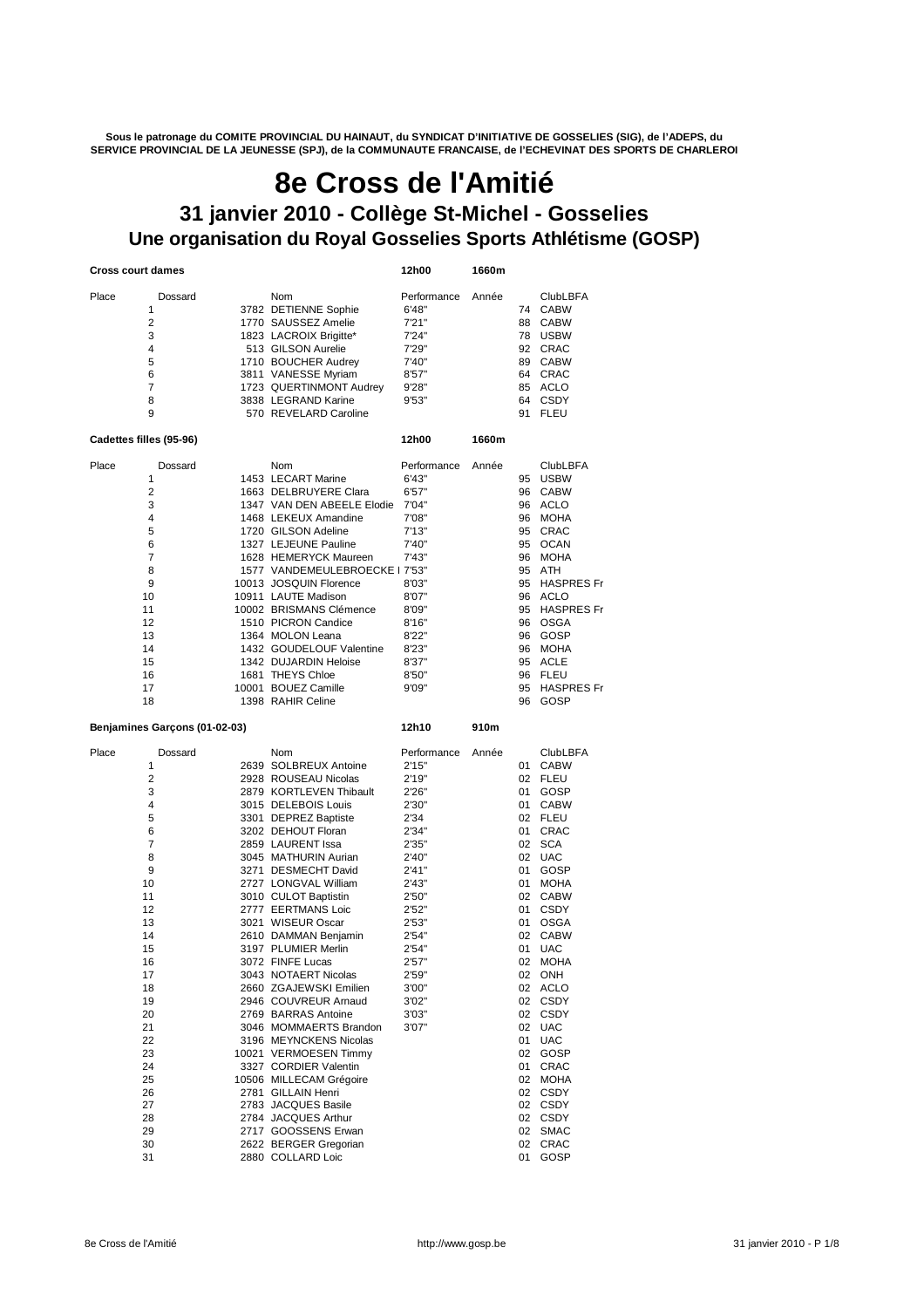Sous le patronage du COMITE PROVINCIAL DU HAINAUT, du SYNDICAT D'INITIATIVE DE GOSSELIES (SIG), de l'ADEPS, du SERVICE PROVINCIAL DE LA JEUNESSE (SPJ), de la COMMUNAUTE FRANCAISE, de l'ECHEVINAT DES SPORTS DE CHARLEROI

# 8e Cross de l'Amitié

## 31 janvier 2010 - Collège St-Michel - Gosselies

## Une organisation du Royal Gosselies Sports Athlétisme (GOSP)

**Cross court dames** — **12h00** — **1660m**

| Place | Dossard | Nom | Performance | Année | ClubLBFA |
|---|---|---|---|---|---|
| 1 | 3782 | DETIENNE Sophie | 6'48" | 74 | CABW |
| 2 | 1770 | SAUSSEZ Amelie | 7'21" | 88 | CABW |
| 3 | 1823 | LACROIX Brigitte* | 7'24" | 78 | USBW |
| 4 | 513 | GILSON Aurelie | 7'29" | 92 | CRAC |
| 5 | 1710 | BOUCHER Audrey | 7'40" | 89 | CABW |
| 6 | 3811 | VANESSE Myriam | 8'57" | 64 | CRAC |
| 7 | 1723 | QUERTINMONT Audrey | 9'28" | 85 | ACLO |
| 8 | 3838 | LEGRAND Karine | 9'53" | 64 | CSDY |
| 9 | 570 | REVELARD Caroline | | 91 | FLEU |

**Cadettes filles (95-96)** — **12h00** — **1660m**

| Place | Dossard | Nom | Performance | Année | ClubLBFA |
|---|---|---|---|---|---|
| 1 | 1453 | LECART Marine | 6'43" | 95 | USBW |
| 2 | 1663 | DELBRUYERE Clara | 6'57" | 96 | CABW |
| 3 | 1347 | VAN DEN ABEELE Elodie | 7'04" | 96 | ACLO |
| 4 | 1468 | LEKEUX Amandine | 7'08" | 96 | MOHA |
| 5 | 1720 | GILSON Adeline | 7'13" | 95 | CRAC |
| 6 | 1327 | LEJEUNE Pauline | 7'40" | 95 | OCAN |
| 7 | 1628 | HEMERYCK Maureen | 7'43" | 96 | MOHA |
| 8 | 1577 | VANDEMEULEBROECKE I | 7'53" | 95 | ATH |
| 9 | 10013 | JOSQUIN Florence | 8'03" | 95 | HASPRES Fr |
| 10 | 10911 | LAUTE Madison | 8'07" | 96 | ACLO |
| 11 | 10002 | BRISMANS Clémence | 8'09" | 95 | HASPRES Fr |
| 12 | 1510 | PICRON Candice | 8'16" | 96 | OSGA |
| 13 | 1364 | MOLON Leana | 8'22" | 96 | GOSP |
| 14 | 1432 | GOUDELOUF Valentine | 8'23" | 96 | MOHA |
| 15 | 1342 | DUJARDIN Heloise | 8'37" | 95 | ACLE |
| 16 | 1681 | THEYS Chloe | 8'50" | 96 | FLEU |
| 17 | 10001 | BOUEZ Camille | 9'09" | 95 | HASPRES Fr |
| 18 | 1398 | RAHIR Celine | | 96 | GOSP |

**Benjamines Garçons (01-02-03)** — **12h10** — **910m**

| Place | Dossard | Nom | Performance | Année | ClubLBFA |
|---|---|---|---|---|---|
| 1 | 2639 | SOLBREUX Antoine | 2'15" | 01 | CABW |
| 2 | 2928 | ROUSEAU Nicolas | 2'19" | 02 | FLEU |
| 3 | 2879 | KORTLEVEN Thibault | 2'26" | 01 | GOSP |
| 4 | 3015 | DELEBOIS Louis | 2'30" | 01 | CABW |
| 5 | 3301 | DEPREZ Baptiste | 2'34 | 02 | FLEU |
| 6 | 3202 | DEHOUT Floran | 2'34" | 01 | CRAC |
| 7 | 2859 | LAURENT Issa | 2'35" | 02 | SCA |
| 8 | 3045 | MATHURIN Aurian | 2'40" | 02 | UAC |
| 9 | 3271 | DESMECHT David | 2'41" | 01 | GOSP |
| 10 | 2727 | LONGVAL William | 2'43" | 01 | MOHA |
| 11 | 3010 | CULOT Baptistin | 2'50" | 02 | CABW |
| 12 | 2777 | EERTMANS Loic | 2'52" | 01 | CSDY |
| 13 | 3021 | WISEUR Oscar | 2'53" | 01 | OSGA |
| 14 | 2610 | DAMMAN Benjamin | 2'54" | 02 | CABW |
| 15 | 3197 | PLUMIER Merlin | 2'54" | 01 | UAC |
| 16 | 3072 | FINFE Lucas | 2'57" | 02 | MOHA |
| 17 | 3043 | NOTAERT Nicolas | 2'59" | 02 | ONH |
| 18 | 2660 | ZGAJEWSKI Emilien | 3'00" | 02 | ACLO |
| 19 | 2946 | COUVREUR Arnaud | 3'02" | 02 | CSDY |
| 20 | 2769 | BARRAS Antoine | 3'03" | 02 | CSDY |
| 21 | 3046 | MOMMAERTS Brandon | 3'07" | 02 | UAC |
| 22 | 3196 | MEYNCKENS Nicolas | | 01 | UAC |
| 23 | 10021 | VERMOESEN Timmy | | 02 | GOSP |
| 24 | 3327 | CORDIER Valentin | | 01 | CRAC |
| 25 | 10506 | MILLECAM Grégoire | | 02 | MOHA |
| 26 | 2781 | GILLAIN Henri | | 02 | CSDY |
| 27 | 2783 | JACQUES Basile | | 02 | CSDY |
| 28 | 2784 | JACQUES Arthur | | 02 | CSDY |
| 29 | 2717 | GOOSSENS Erwan | | 02 | SMAC |
| 30 | 2622 | BERGER Gregorian | | 02 | CRAC |
| 31 | 2880 | COLLARD Loic | | 01 | GOSP |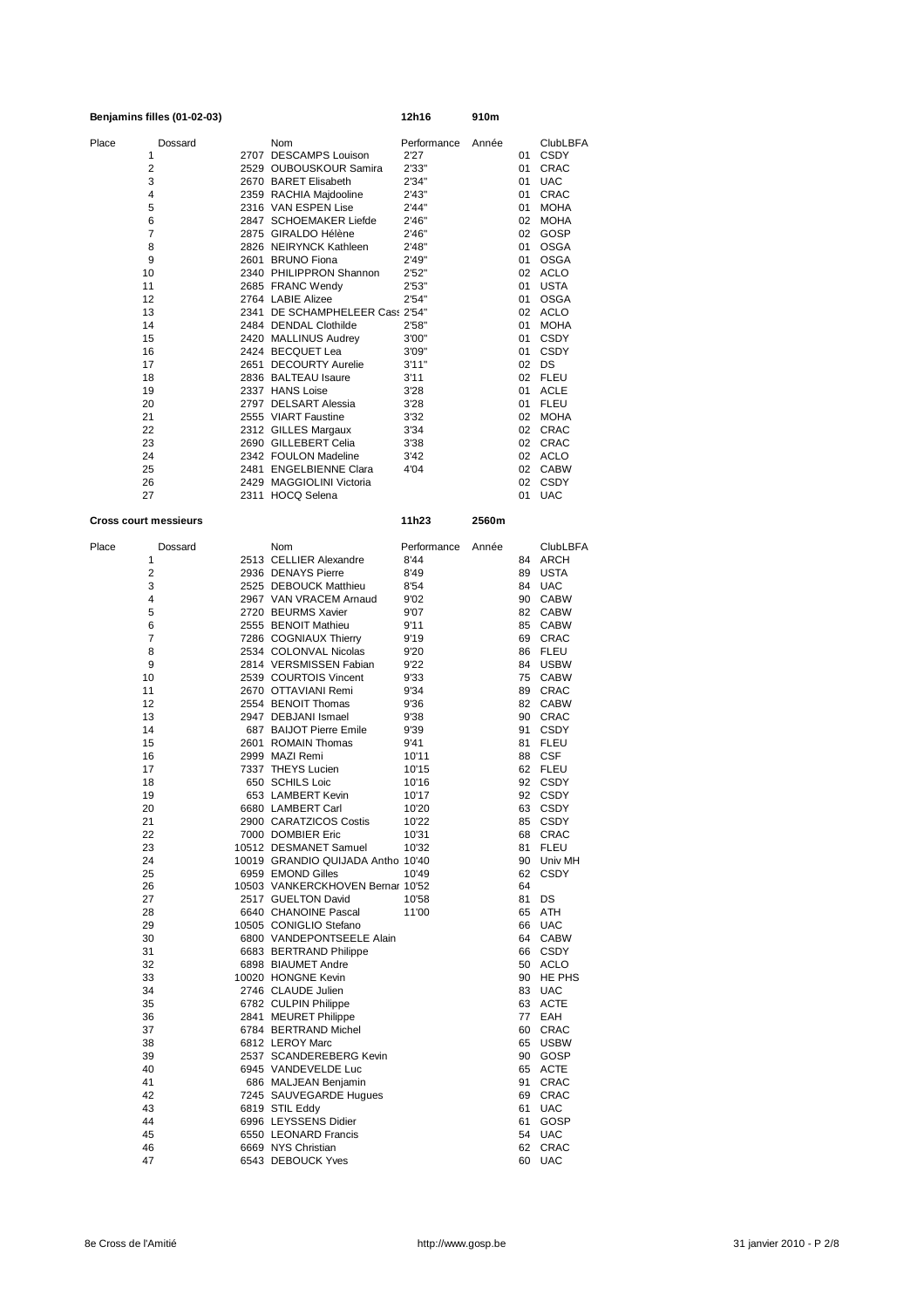**Benjamins filles (01-02-03)** **12h16** **910m**

| Place | Dossard | Nom | Performance | Année | | ClubLBFA |
|---|---|---|---|---|---|---|
| 1 | 2707 | DESCAMPS Louison | 2'27 | | 01 | CSDY |
| 2 | 2529 | OUBOUSKOUR Samira | 2'33" | | 01 | CRAC |
| 3 | 2670 | BARET Elisabeth | 2'34" | | 01 | UAC |
| 4 | 2359 | RACHIA Majdooline | 2'43" | | 01 | CRAC |
| 5 | 2316 | VAN ESPEN Lise | 2'44" | | 01 | MOHA |
| 6 | 2847 | SCHOEMAKER Liefde | 2'46" | | 02 | MOHA |
| 7 | 2875 | GIRALDO Hélène | 2'46" | | 02 | GOSP |
| 8 | 2826 | NEIRYNCK Kathleen | 2'48" | | 01 | OSGA |
| 9 | 2601 | BRUNO Fiona | 2'49" | | 01 | OSGA |
| 10 | 2340 | PHILIPPRON Shannon | 2'52" | | 02 | ACLO |
| 11 | 2685 | FRANC Wendy | 2'53" | | 01 | USTA |
| 12 | 2764 | LABIE Alizee | 2'54" | | 01 | OSGA |
| 13 | 2341 | DE SCHAMPHELEER Cass | 2'54" | | 02 | ACLO |
| 14 | 2484 | DENDAL Clothilde | 2'58" | | 01 | MOHA |
| 15 | 2420 | MALLINUS Audrey | 3'00" | | 01 | CSDY |
| 16 | 2424 | BECQUET Lea | 3'09" | | 01 | CSDY |
| 17 | 2651 | DECOURTY Aurelie | 3'11" | | 02 | DS |
| 18 | 2836 | BALTEAU Isaure | 3'11 | | 02 | FLEU |
| 19 | 2337 | HANS Loise | 3'28 | | 01 | ACLE |
| 20 | 2797 | DELSART Alessia | 3'28 | | 01 | FLEU |
| 21 | 2555 | VIART Faustine | 3'32 | | 02 | MOHA |
| 22 | 2312 | GILLES Margaux | 3'34 | | 02 | CRAC |
| 23 | 2690 | GILLEBERT Celia | 3'38 | | 02 | CRAC |
| 24 | 2342 | FOULON Madeline | 3'42 | | 02 | ACLO |
| 25 | 2481 | ENGELBIENNE Clara | 4'04 | | 02 | CABW |
| 26 | 2429 | MAGGIOLINI Victoria | | | 02 | CSDY |
| 27 | 2311 | HOCQ Selena | | | 01 | UAC |

**Cross court messieurs** **11h23** **2560m**

| Place | Dossard | Nom | Performance | Année | | ClubLBFA |
|---|---|---|---|---|---|---|
| 1 | 2513 | CELLIER Alexandre | 8'44 | | 84 | ARCH |
| 2 | 2936 | DENAYS Pierre | 8'49 | | 89 | USTA |
| 3 | 2525 | DEBOUCK Matthieu | 8'54 | | 84 | UAC |
| 4 | 2967 | VAN VRACEM Arnaud | 9'02 | | 90 | CABW |
| 5 | 2720 | BEURMS Xavier | 9'07 | | 82 | CABW |
| 6 | 2555 | BENOIT Mathieu | 9'11 | | 85 | CABW |
| 7 | 7286 | COGNIAUX Thierry | 9'19 | | 69 | CRAC |
| 8 | 2534 | COLONVAL Nicolas | 9'20 | | 86 | FLEU |
| 9 | 2814 | VERSMISSEN Fabian | 9'22 | | 84 | USBW |
| 10 | 2539 | COURTOIS Vincent | 9'33 | | 75 | CABW |
| 11 | 2670 | OTTAVIANI Remi | 9'34 | | 89 | CRAC |
| 12 | 2554 | BENOIT Thomas | 9'36 | | 82 | CABW |
| 13 | 2947 | DEBJANI Ismael | 9'38 | | 90 | CRAC |
| 14 | 687 | BAIJOT Pierre Emile | 9'39 | | 91 | CSDY |
| 15 | 2601 | ROMAIN Thomas | 9'41 | | 81 | FLEU |
| 16 | 2999 | MAZI Remi | 10'11 | | 88 | CSF |
| 17 | 7337 | THEYS Lucien | 10'15 | | 62 | FLEU |
| 18 | 650 | SCHILS Loic | 10'16 | | 92 | CSDY |
| 19 | 653 | LAMBERT Kevin | 10'17 | | 92 | CSDY |
| 20 | 6680 | LAMBERT Carl | 10'20 | | 63 | CSDY |
| 21 | 2900 | CARATZICOS Costis | 10'22 | | 85 | CSDY |
| 22 | 7000 | DOMBIER Eric | 10'31 | | 68 | CRAC |
| 23 | 10512 | DESMANET Samuel | 10'32 | | 81 | FLEU |
| 24 | 10019 | GRANDIO QUIJADA Antho | 10'40 | | 90 | Univ MH |
| 25 | 6959 | EMOND Gilles | 10'49 | | 62 | CSDY |
| 26 | 10503 | VANKERCKHOVEN Bernar | 10'52 | | 64 | |
| 27 | 2517 | GUELTON David | 10'58 | | 81 | DS |
| 28 | 6640 | CHANOINE Pascal | 11'00 | | 65 | ATH |
| 29 | 10505 | CONIGLIO Stefano | | | 66 | UAC |
| 30 | 6800 | VANDEPONTSEELE Alain | | | 64 | CABW |
| 31 | 6683 | BERTRAND Philippe | | | 66 | CSDY |
| 32 | 6898 | BIAUMET Andre | | | 50 | ACLO |
| 33 | 10020 | HONGNE Kevin | | | 90 | HE PHS |
| 34 | 2746 | CLAUDE Julien | | | 83 | UAC |
| 35 | 6782 | CULPIN Philippe | | | 63 | ACTE |
| 36 | 2841 | MEURET Philippe | | | 77 | EAH |
| 37 | 6784 | BERTRAND Michel | | | 60 | CRAC |
| 38 | 6812 | LEROY Marc | | | 65 | USBW |
| 39 | 2537 | SCANDEREBERG Kevin | | | 90 | GOSP |
| 40 | 6945 | VANDEVELDE Luc | | | 65 | ACTE |
| 41 | 686 | MALJEAN Benjamin | | | 91 | CRAC |
| 42 | 7245 | SAUVEGARDE Hugues | | | 69 | CRAC |
| 43 | 6819 | STIL Eddy | | | 61 | UAC |
| 44 | 6996 | LEYSSENS Didier | | | 61 | GOSP |
| 45 | 6550 | LEONARD Francis | | | 54 | UAC |
| 46 | 6669 | NYS Christian | | | 62 | CRAC |
| 47 | 6543 | DEBOUCK Yves | | | 60 | UAC |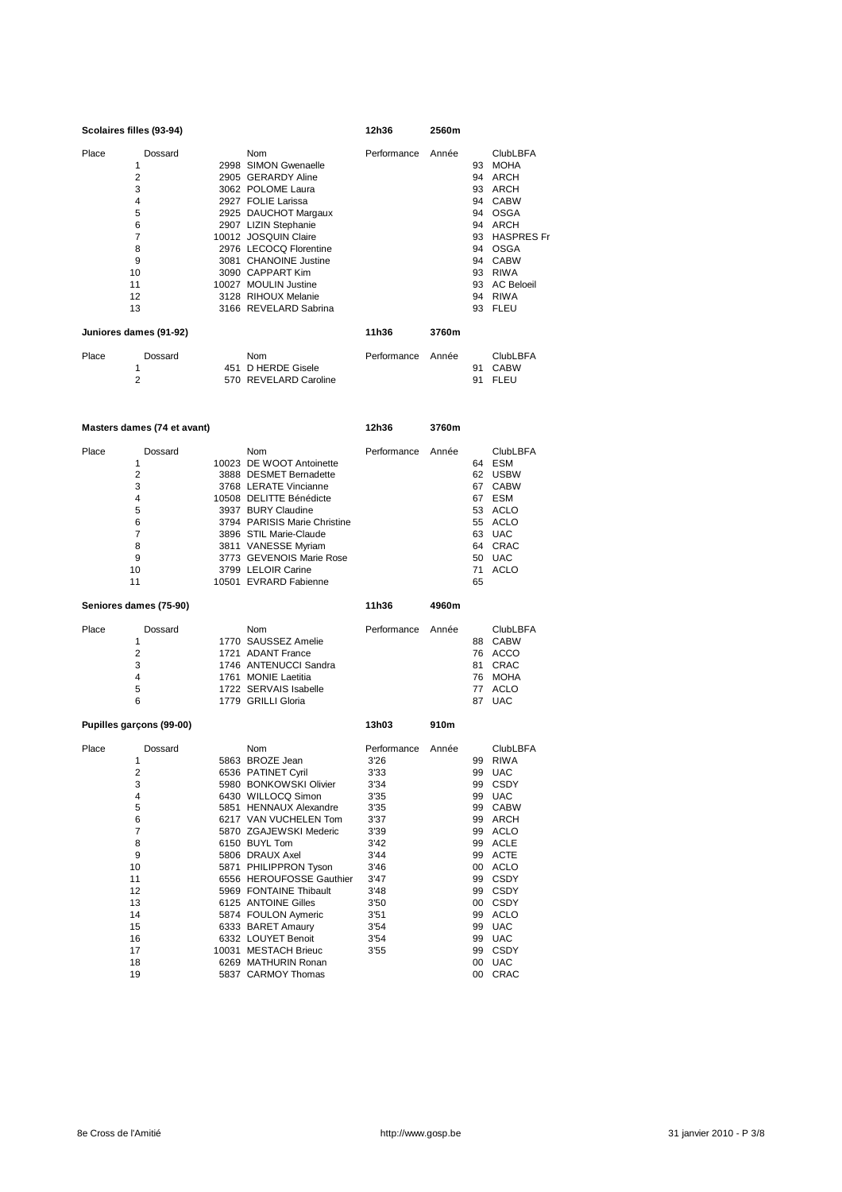**Scolaires filles (93-94)** | **12h36** | **2560m**

| Place | Dossard | Nom | Performance | Année | ClubLBFA |
|---|---|---|---|---|---|
| 1 | 2998 | SIMON Gwenaelle | | 93 | MOHA |
| 2 | 2905 | GERARDY Aline | | 94 | ARCH |
| 3 | 3062 | POLOME Laura | | 93 | ARCH |
| 4 | 2927 | FOLIE Larissa | | 94 | CABW |
| 5 | 2925 | DAUCHOT Margaux | | 94 | OSGA |
| 6 | 2907 | LIZIN Stephanie | | 94 | ARCH |
| 7 | 10012 | JOSQUIN Claire | | 93 | HASPRES Fr |
| 8 | 2976 | LECOCQ Florentine | | 94 | OSGA |
| 9 | 3081 | CHANOINE Justine | | 94 | CABW |
| 10 | 3090 | CAPPART Kim | | 93 | RIWA |
| 11 | 10027 | MOULIN Justine | | 93 | AC Beloeil |
| 12 | 3128 | RIHOUX Melanie | | 94 | RIWA |
| 13 | 3166 | REVELARD Sabrina | | 93 | FLEU |

**Juniores dames (91-92)** | **11h36** | **3760m**

| Place | Dossard | Nom | Performance | Année | ClubLBFA |
|---|---|---|---|---|---|
| 1 | 451 | D HERDE Gisele | | 91 | CABW |
| 2 | 570 | REVELARD Caroline | | 91 | FLEU |

**Masters dames (74 et avant)** | **12h36** | **3760m**

| Place | Dossard | Nom | Performance | Année | ClubLBFA |
|---|---|---|---|---|---|
| 1 | 10023 | DE WOOT Antoinette | | 64 | ESM |
| 2 | 3888 | DESMET Bernadette | | 62 | USBW |
| 3 | 3768 | LERATE Vincianne | | 67 | CABW |
| 4 | 10508 | DELITTE Bénédicte | | 67 | ESM |
| 5 | 3937 | BURY Claudine | | 53 | ACLO |
| 6 | 3794 | PARISIS Marie Christine | | 55 | ACLO |
| 7 | 3896 | STIL Marie-Claude | | 63 | UAC |
| 8 | 3811 | VANESSE Myriam | | 64 | CRAC |
| 9 | 3773 | GEVENOIS Marie Rose | | 50 | UAC |
| 10 | 3799 | LELOIR Carine | | 71 | ACLO |
| 11 | 10501 | EVRARD Fabienne | | 65 | |

**Seniores dames (75-90)** | **11h36** | **4960m**

| Place | Dossard | Nom | Performance | Année | ClubLBFA |
|---|---|---|---|---|---|
| 1 | 1770 | SAUSSEZ Amelie | | 88 | CABW |
| 2 | 1721 | ADANT France | | 76 | ACCO |
| 3 | 1746 | ANTENUCCI Sandra | | 81 | CRAC |
| 4 | 1761 | MONIE Laetitia | | 76 | MOHA |
| 5 | 1722 | SERVAIS Isabelle | | 77 | ACLO |
| 6 | 1779 | GRILLI Gloria | | 87 | UAC |

**Pupilles garçons (99-00)** | **13h03** | **910m**

| Place | Dossard | Nom | Performance | Année | ClubLBFA |
|---|---|---|---|---|---|
| 1 | 5863 | BROZE Jean | 3'26 | 99 | RIWA |
| 2 | 6536 | PATINET Cyril | 3'33 | 99 | UAC |
| 3 | 5980 | BONKOWSKI Olivier | 3'34 | 99 | CSDY |
| 4 | 6430 | WILLOCQ Simon | 3'35 | 99 | UAC |
| 5 | 5851 | HENNAUX Alexandre | 3'35 | 99 | CABW |
| 6 | 6217 | VAN VUCHELEN Tom | 3'37 | 99 | ARCH |
| 7 | 5870 | ZGAJEWSKI Mederic | 3'39 | 99 | ACLO |
| 8 | 6150 | BUYL Tom | 3'42 | 99 | ACLE |
| 9 | 5806 | DRAUX Axel | 3'44 | 99 | ACTE |
| 10 | 5871 | PHILIPPRON Tyson | 3'46 | 00 | ACLO |
| 11 | 6556 | HEROUFOSSE Gauthier | 3'47 | 99 | CSDY |
| 12 | 5969 | FONTAINE Thibault | 3'48 | 99 | CSDY |
| 13 | 6125 | ANTOINE Gilles | 3'50 | 00 | CSDY |
| 14 | 5874 | FOULON Aymeric | 3'51 | 99 | ACLO |
| 15 | 6333 | BARET Amaury | 3'54 | 99 | UAC |
| 16 | 6332 | LOUYET Benoit | 3'54 | 99 | UAC |
| 17 | 10031 | MESTACH Brieuc | 3'55 | 99 | CSDY |
| 18 | 6269 | MATHURIN Ronan | | 00 | UAC |
| 19 | 5837 | CARMOY Thomas | | 00 | CRAC |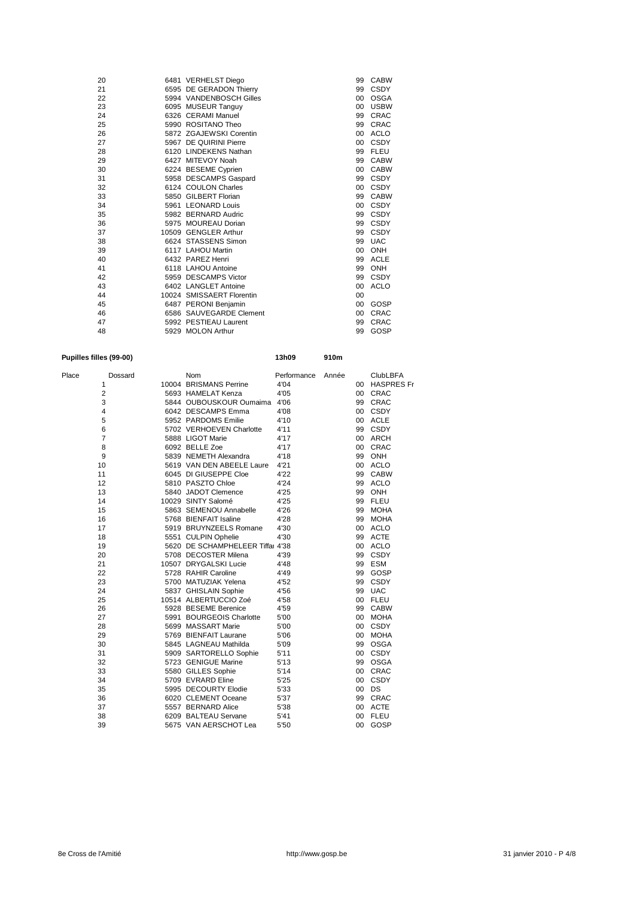| | | | | |
|---|---|---|---|---|
| 20 | 6481 | VERHELST Diego | 99 | CABW |
| 21 | 6595 | DE GERADON Thierry | 99 | CSDY |
| 22 | 5994 | VANDENBOSCH Gilles | 00 | OSGA |
| 23 | 6095 | MUSEUR Tanguy | 00 | USBW |
| 24 | 6326 | CERAMI Manuel | 99 | CRAC |
| 25 | 5990 | ROSITANO Theo | 99 | CRAC |
| 26 | 5872 | ZGAJEWSKI Corentin | 00 | ACLO |
| 27 | 5967 | DE QUIRINI Pierre | 00 | CSDY |
| 28 | 6120 | LINDEKENS Nathan | 99 | FLEU |
| 29 | 6427 | MITEVOY Noah | 99 | CABW |
| 30 | 6224 | BESEME Cyprien | 00 | CABW |
| 31 | 5958 | DESCAMPS Gaspard | 99 | CSDY |
| 32 | 6124 | COULON Charles | 00 | CSDY |
| 33 | 5850 | GILBERT Florian | 99 | CABW |
| 34 | 5961 | LEONARD Louis | 00 | CSDY |
| 35 | 5982 | BERNARD Audric | 99 | CSDY |
| 36 | 5975 | MOUREAU Dorian | 99 | CSDY |
| 37 | 10509 | GENGLER Arthur | 99 | CSDY |
| 38 | 6624 | STASSENS Simon | 99 | UAC |
| 39 | 6117 | LAHOU Martin | 00 | ONH |
| 40 | 6432 | PAREZ Henri | 99 | ACLE |
| 41 | 6118 | LAHOU Antoine | 99 | ONH |
| 42 | 5959 | DESCAMPS Victor | 99 | CSDY |
| 43 | 6402 | LANGLET Antoine | 00 | ACLO |
| 44 | 10024 | SMISSAERT Florentin | 00 | |
| 45 | 6487 | PERONI Benjamin | 00 | GOSP |
| 46 | 6586 | SAUVEGARDE Clement | 00 | CRAC |
| 47 | 5992 | PESTIEAU Laurent | 99 | CRAC |
| 48 | 5929 | MOLON Arthur | 99 | GOSP |

**Pupilles filles (99-00)** **13h09** **910m**

| Place | Dossard | Nom | Performance | Année | ClubLBFA |
|---|---|---|---|---|---|
| 1 | 10004 | BRISMANS Perrine | 4'04 | 00 | HASPRES Fr |
| 2 | 5693 | HAMELAT Kenza | 4'05 | 00 | CRAC |
| 3 | 5844 | OUBOUSKOUR Oumaima | 4'06 | 99 | CRAC |
| 4 | 6042 | DESCAMPS Emma | 4'08 | 00 | CSDY |
| 5 | 5952 | PARDOMS Emilie | 4'10 | 00 | ACLE |
| 6 | 5702 | VERHOEVEN Charlotte | 4'11 | 99 | CSDY |
| 7 | 5888 | LIGOT Marie | 4'17 | 00 | ARCH |
| 8 | 6092 | BELLE Zoe | 4'17 | 00 | CRAC |
| 9 | 5839 | NEMETH Alexandra | 4'18 | 99 | ONH |
| 10 | 5619 | VAN DEN ABEELE Laure | 4'21 | 00 | ACLO |
| 11 | 6045 | DI GIUSEPPE Cloe | 4'22 | 99 | CABW |
| 12 | 5810 | PASZTO Chloe | 4'24 | 99 | ACLO |
| 13 | 5840 | JADOT Clemence | 4'25 | 99 | ONH |
| 14 | 10029 | SINTY Salomé | 4'25 | 99 | FLEU |
| 15 | 5863 | SEMENOU Annabelle | 4'26 | 99 | MOHA |
| 16 | 5768 | BIENFAIT Isaline | 4'28 | 99 | MOHA |
| 17 | 5919 | BRUYNZEELS Romane | 4'30 | 00 | ACLO |
| 18 | 5551 | CULPIN Ophelie | 4'30 | 99 | ACTE |
| 19 | 5620 | DE SCHAMPHELEER Tiffai | 4'38 | 00 | ACLO |
| 20 | 5708 | DECOSTER Milena | 4'39 | 99 | CSDY |
| 21 | 10507 | DRYGALSKI Lucie | 4'48 | 99 | ESM |
| 22 | 5728 | RAHIR Caroline | 4'49 | 99 | GOSP |
| 23 | 5700 | MATUZIAK Yelena | 4'52 | 99 | CSDY |
| 24 | 5837 | GHISLAIN Sophie | 4'56 | 99 | UAC |
| 25 | 10514 | ALBERTUCCIO Zoé | 4'58 | 00 | FLEU |
| 26 | 5928 | BESEME Berenice | 4'59 | 99 | CABW |
| 27 | 5991 | BOURGEOIS Charlotte | 5'00 | 00 | MOHA |
| 28 | 5699 | MASSART Marie | 5'00 | 00 | CSDY |
| 29 | 5769 | BIENFAIT Laurane | 5'06 | 00 | MOHA |
| 30 | 5845 | LAGNEAU Mathilda | 5'09 | 99 | OSGA |
| 31 | 5909 | SARTORELLO Sophie | 5'11 | 00 | CSDY |
| 32 | 5723 | GENIGUE Marine | 5'13 | 99 | OSGA |
| 33 | 5580 | GILLES Sophie | 5'14 | 00 | CRAC |
| 34 | 5709 | EVRARD Eline | 5'25 | 00 | CSDY |
| 35 | 5995 | DECOURTY Elodie | 5'33 | 00 | DS |
| 36 | 6020 | CLEMENT Oceane | 5'37 | 99 | CRAC |
| 37 | 5557 | BERNARD Alice | 5'38 | 00 | ACTE |
| 38 | 6209 | BALTEAU Servane | 5'41 | 00 | FLEU |
| 39 | 5675 | VAN AERSCHOT Lea | 5'50 | 00 | GOSP |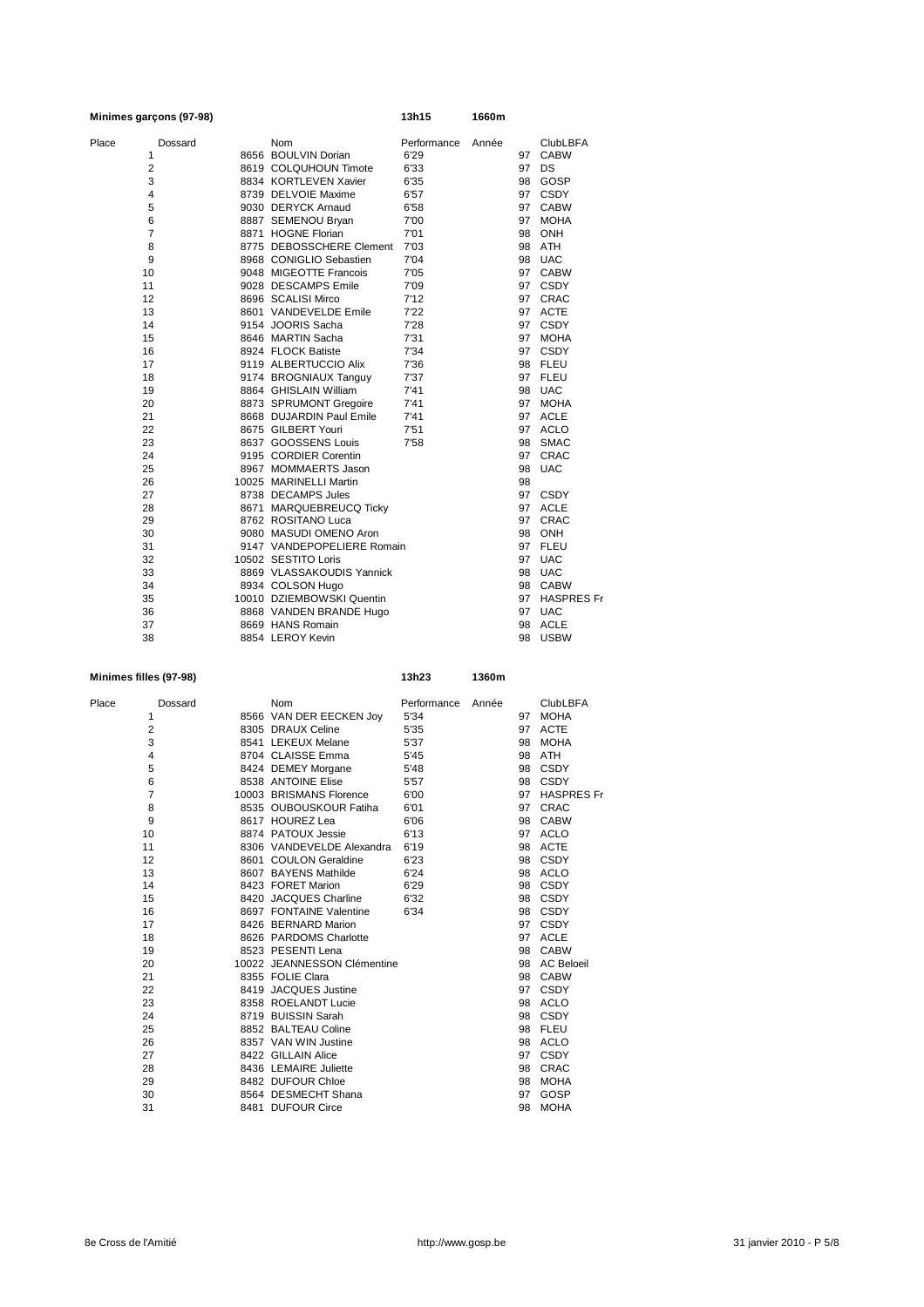## Minimes garçons (97-98) — 13h15 — 1660m

| Place | Dossard | Nom | Performance | Année | ClubLBFA |
|---|---|---|---|---|---|
| 1 | 8656 | BOULVIN Dorian | 6'29 | 97 | CABW |
| 2 | 8619 | COLQUHOUN Timote | 6'33 | 97 | DS |
| 3 | 8834 | KORTLEVEN Xavier | 6'35 | 98 | GOSP |
| 4 | 8739 | DELVOIE Maxime | 6'57 | 97 | CSDY |
| 5 | 9030 | DERYCK Arnaud | 6'58 | 97 | CABW |
| 6 | 8887 | SEMENOU Bryan | 7'00 | 97 | MOHA |
| 7 | 8871 | HOGNE Florian | 7'01 | 98 | ONH |
| 8 | 8775 | DEBOSSCHERE Clement | 7'03 | 98 | ATH |
| 9 | 8968 | CONIGLIO Sebastien | 7'04 | 98 | UAC |
| 10 | 9048 | MIGEOTTE Francois | 7'05 | 97 | CABW |
| 11 | 9028 | DESCAMPS Emile | 7'09 | 97 | CSDY |
| 12 | 8696 | SCALISI Mirco | 7'12 | 97 | CRAC |
| 13 | 8601 | VANDEVELDE Emile | 7'22 | 97 | ACTE |
| 14 | 9154 | JOORIS Sacha | 7'28 | 97 | CSDY |
| 15 | 8646 | MARTIN Sacha | 7'31 | 97 | MOHA |
| 16 | 8924 | FLOCK Batiste | 7'34 | 97 | CSDY |
| 17 | 9119 | ALBERTUCCIO Alix | 7'36 | 98 | FLEU |
| 18 | 9174 | BROGNIAUX Tanguy | 7'37 | 97 | FLEU |
| 19 | 8864 | GHISLAIN William | 7'41 | 98 | UAC |
| 20 | 8873 | SPRUMONT Gregoire | 7'41 | 97 | MOHA |
| 21 | 8668 | DUJARDIN Paul Emile | 7'41 | 97 | ACLE |
| 22 | 8675 | GILBERT Youri | 7'51 | 97 | ACLO |
| 23 | 8637 | GOOSSENS Louis | 7'58 | 98 | SMAC |
| 24 | 9195 | CORDIER Corentin | | 97 | CRAC |
| 25 | 8967 | MOMMAERTS Jason | | 98 | UAC |
| 26 | 10025 | MARINELLI Martin | | 98 | |
| 27 | 8738 | DECAMPS Jules | | 97 | CSDY |
| 28 | 8671 | MARQUEBREUCQ Ticky | | 97 | ACLE |
| 29 | 8762 | ROSITANO Luca | | 97 | CRAC |
| 30 | 9080 | MASUDI OMENO Aron | | 98 | ONH |
| 31 | 9147 | VANDEPOPELIERE Romain | | 97 | FLEU |
| 32 | 10502 | SESTITO Loris | | 97 | UAC |
| 33 | 8869 | VLASSAKOUDIS Yannick | | 98 | UAC |
| 34 | 8934 | COLSON Hugo | | 98 | CABW |
| 35 | 10010 | DZIEMBOWSKI Quentin | | 97 | HASPRES Fr |
| 36 | 8868 | VANDEN BRANDE Hugo | | 97 | UAC |
| 37 | 8669 | HANS Romain | | 98 | ACLE |
| 38 | 8854 | LEROY Kevin | | 98 | USBW |

## Minimes filles (97-98) — 13h23 — 1360m

| Place | Dossard | Nom | Performance | Année | ClubLBFA |
|---|---|---|---|---|---|
| 1 | 8566 | VAN DER EECKEN Joy | 5'34 | 97 | MOHA |
| 2 | 8305 | DRAUX Celine | 5'35 | 97 | ACTE |
| 3 | 8541 | LEKEUX Melane | 5'37 | 98 | MOHA |
| 4 | 8704 | CLAISSE Emma | 5'45 | 98 | ATH |
| 5 | 8424 | DEMEY Morgane | 5'48 | 98 | CSDY |
| 6 | 8538 | ANTOINE Elise | 5'57 | 98 | CSDY |
| 7 | 10003 | BRISMANS Florence | 6'00 | 97 | HASPRES Fr |
| 8 | 8535 | OUBOUSKOUR Fatiha | 6'01 | 97 | CRAC |
| 9 | 8617 | HOUREZ Lea | 6'06 | 98 | CABW |
| 10 | 8874 | PATOUX Jessie | 6'13 | 97 | ACLO |
| 11 | 8306 | VANDEVELDE Alexandra | 6'19 | 98 | ACTE |
| 12 | 8601 | COULON Geraldine | 6'23 | 98 | CSDY |
| 13 | 8607 | BAYENS Mathilde | 6'24 | 98 | ACLO |
| 14 | 8423 | FORET Marion | 6'29 | 98 | CSDY |
| 15 | 8420 | JACQUES Charline | 6'32 | 98 | CSDY |
| 16 | 8697 | FONTAINE Valentine | 6'34 | 98 | CSDY |
| 17 | 8426 | BERNARD Marion | | 97 | CSDY |
| 18 | 8626 | PARDOMS Charlotte | | 97 | ACLE |
| 19 | 8523 | PESENTI Lena | | 98 | CABW |
| 20 | 10022 | JEANNESSON Clémentine | | 98 | AC Beloeil |
| 21 | 8355 | FOLIE Clara | | 98 | CABW |
| 22 | 8419 | JACQUES Justine | | 97 | CSDY |
| 23 | 8358 | ROELANDT Lucie | | 98 | ACLO |
| 24 | 8719 | BUISSIN Sarah | | 98 | CSDY |
| 25 | 8852 | BALTEAU Coline | | 98 | FLEU |
| 26 | 8357 | VAN WIN Justine | | 98 | ACLO |
| 27 | 8422 | GILLAIN Alice | | 97 | CSDY |
| 28 | 8436 | LEMAIRE Juliette | | 98 | CRAC |
| 29 | 8482 | DUFOUR Chloe | | 98 | MOHA |
| 30 | 8564 | DESMECHT Shana | | 97 | GOSP |
| 31 | 8481 | DUFOUR Circe | | 98 | MOHA |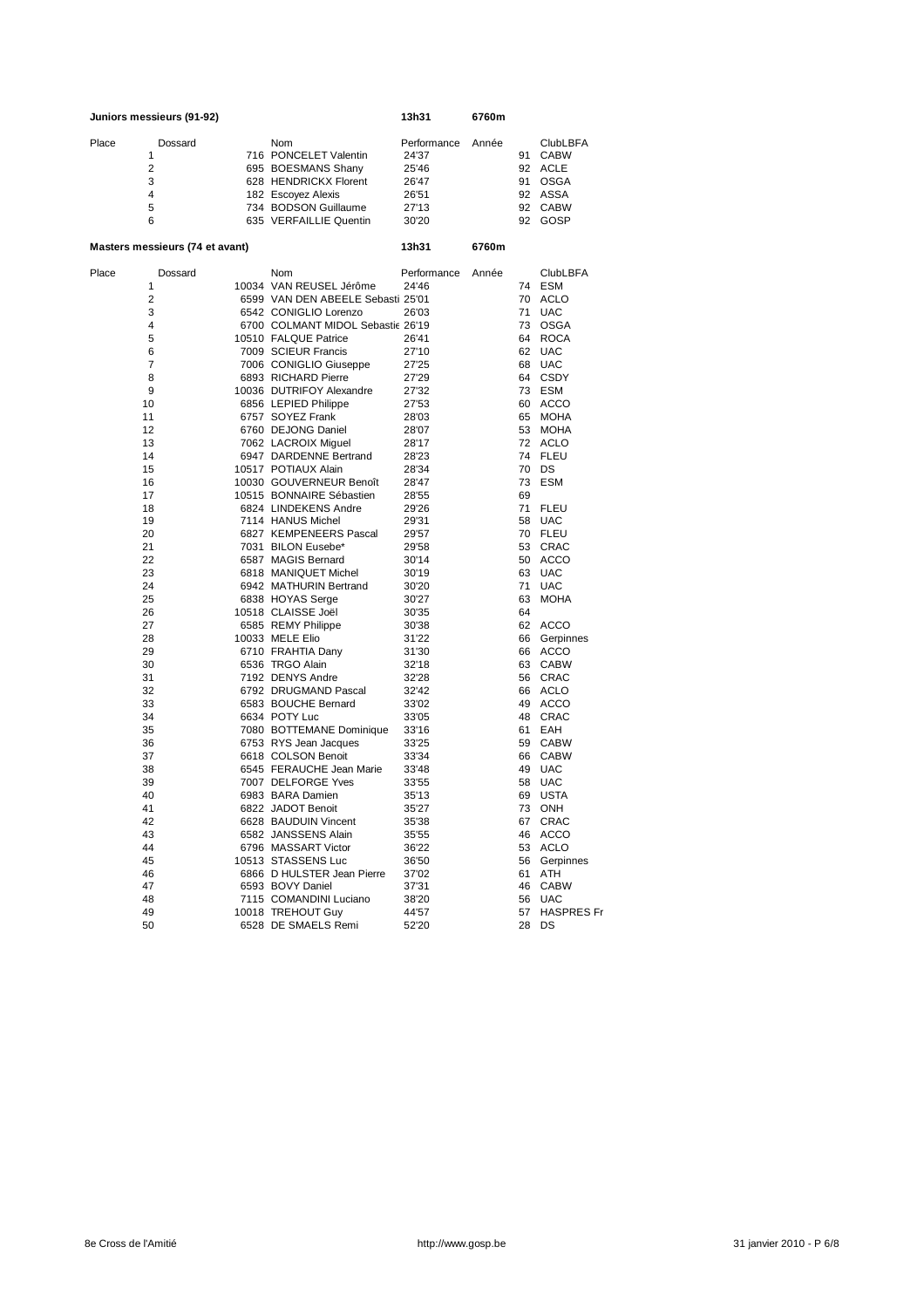**Juniors messieurs (91-92)** **13h31** **6760m**

| Place | Dossard | Nom | Performance | Année | ClubLBFA |
|---|---|---|---|---|---|
| 1 | 716 | PONCELET Valentin | 24'37 | 91 | CABW |
| 2 | 695 | BOESMANS Shany | 25'46 | 92 | ACLE |
| 3 | 628 | HENDRICKX Florent | 26'47 | 91 | OSGA |
| 4 | 182 | Escoyez Alexis | 26'51 | 92 | ASSA |
| 5 | 734 | BODSON Guillaume | 27'13 | 92 | CABW |
| 6 | 635 | VERFAILLIE Quentin | 30'20 | 92 | GOSP |

**Masters messieurs (74 et avant)** **13h31** **6760m**

| Place | Dossard | Nom | Performance | Année | ClubLBFA |
|---|---|---|---|---|---|
| 1 | 10034 | VAN REUSEL Jérôme | 24'46 | 74 | ESM |
| 2 | 6599 | VAN DEN ABEELE Sebasti | 25'01 | 70 | ACLO |
| 3 | 6542 | CONIGLIO Lorenzo | 26'03 | 71 | UAC |
| 4 | 6700 | COLMANT MIDOL Sebastie | 26'19 | 73 | OSGA |
| 5 | 10510 | FALQUE Patrice | 26'41 | 64 | ROCA |
| 6 | 7009 | SCIEUR Francis | 27'10 | 62 | UAC |
| 7 | 7006 | CONIGLIO Giuseppe | 27'25 | 68 | UAC |
| 8 | 6893 | RICHARD Pierre | 27'29 | 64 | CSDY |
| 9 | 10036 | DUTRIFOY Alexandre | 27'32 | 73 | ESM |
| 10 | 6856 | LEPIED Philippe | 27'53 | 60 | ACCO |
| 11 | 6757 | SOYEZ Frank | 28'03 | 65 | MOHA |
| 12 | 6760 | DEJONG Daniel | 28'07 | 53 | MOHA |
| 13 | 7062 | LACROIX Miguel | 28'17 | 72 | ACLO |
| 14 | 6947 | DARDENNE Bertrand | 28'23 | 74 | FLEU |
| 15 | 10517 | POTIAUX Alain | 28'34 | 70 | DS |
| 16 | 10030 | GOUVERNEUR Benoît | 28'47 | 73 | ESM |
| 17 | 10515 | BONNAIRE Sébastien | 28'55 | 69 | |
| 18 | 6824 | LINDEKENS Andre | 29'26 | 71 | FLEU |
| 19 | 7114 | HANUS Michel | 29'31 | 58 | UAC |
| 20 | 6827 | KEMPENEERS Pascal | 29'57 | 70 | FLEU |
| 21 | 7031 | BILON Eusebe* | 29'58 | 53 | CRAC |
| 22 | 6587 | MAGIS Bernard | 30'14 | 50 | ACCO |
| 23 | 6818 | MANIQUET Michel | 30'19 | 63 | UAC |
| 24 | 6942 | MATHURIN Bertrand | 30'20 | 71 | UAC |
| 25 | 6838 | HOYAS Serge | 30'27 | 63 | MOHA |
| 26 | 10518 | CLAISSE Joël | 30'35 | 64 | |
| 27 | 6585 | REMY Philippe | 30'38 | 62 | ACCO |
| 28 | 10033 | MELE Elio | 31'22 | 66 | Gerpinnes |
| 29 | 6710 | FRAHTIA Dany | 31'30 | 66 | ACCO |
| 30 | 6536 | TRGO Alain | 32'18 | 63 | CABW |
| 31 | 7192 | DENYS Andre | 32'28 | 56 | CRAC |
| 32 | 6792 | DRUGMAND Pascal | 32'42 | 66 | ACLO |
| 33 | 6583 | BOUCHE Bernard | 33'02 | 49 | ACCO |
| 34 | 6634 | POTY Luc | 33'05 | 48 | CRAC |
| 35 | 7080 | BOTTEMANE Dominique | 33'16 | 61 | EAH |
| 36 | 6753 | RYS Jean Jacques | 33'25 | 59 | CABW |
| 37 | 6618 | COLSON Benoit | 33'34 | 66 | CABW |
| 38 | 6545 | FERAUCHE Jean Marie | 33'48 | 49 | UAC |
| 39 | 7007 | DELFORGE Yves | 33'55 | 58 | UAC |
| 40 | 6983 | BARA Damien | 35'13 | 69 | USTA |
| 41 | 6822 | JADOT Benoit | 35'27 | 73 | ONH |
| 42 | 6628 | BAUDUIN Vincent | 35'38 | 67 | CRAC |
| 43 | 6582 | JANSSENS Alain | 35'55 | 46 | ACCO |
| 44 | 6796 | MASSART Victor | 36'22 | 53 | ACLO |
| 45 | 10513 | STASSENS Luc | 36'50 | 56 | Gerpinnes |
| 46 | 6866 | D HULSTER Jean Pierre | 37'02 | 61 | ATH |
| 47 | 6593 | BOVY Daniel | 37'31 | 46 | CABW |
| 48 | 7115 | COMANDINI Luciano | 38'20 | 56 | UAC |
| 49 | 10018 | TREHOUT Guy | 44'57 | 57 | HASPRES Fr |
| 50 | 6528 | DE SMAELS Remi | 52'20 | 28 | DS |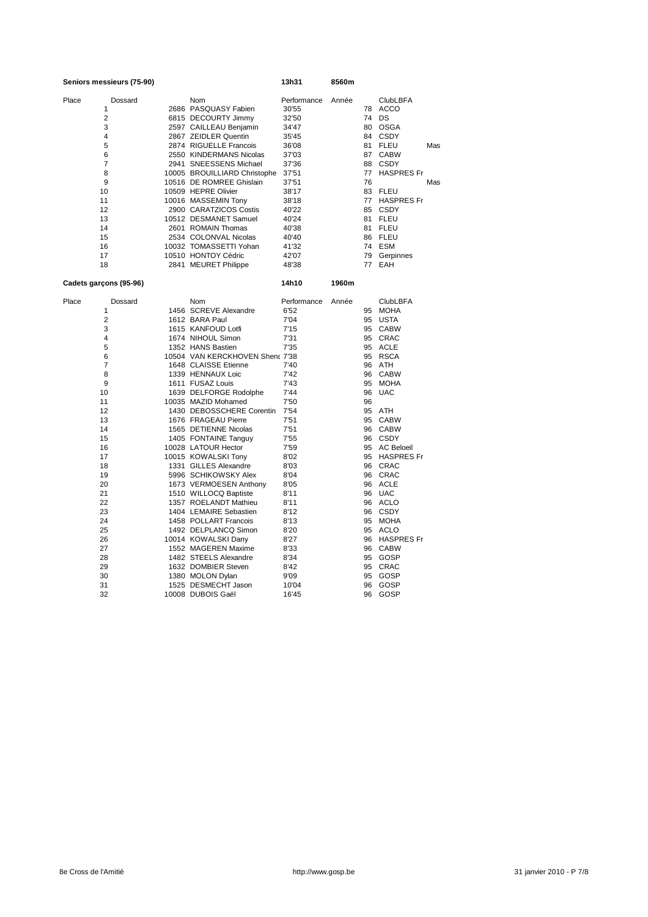## Seniors messieurs (75-90) — 13h31 — 8560m

| Place | Dossard | Nom | Performance | Année | ClubLBFA | |
|---|---|---|---|---|---|---|
| 1 | 2686 | PASQUASY Fabien | 30'55 | 78 | ACCO | |
| 2 | 6815 | DECOURTY Jimmy | 32'50 | 74 | DS | |
| 3 | 2597 | CAILLEAU Benjamin | 34'47 | 80 | OSGA | |
| 4 | 2867 | ZEIDLER Quentin | 35'45 | 84 | CSDY | |
| 5 | 2874 | RIGUELLE Francois | 36'08 | 81 | FLEU | Mas |
| 6 | 2550 | KINDERMANS Nicolas | 37'03 | 87 | CABW | |
| 7 | 2941 | SNEESSENS Michael | 37'36 | 88 | CSDY | |
| 8 | 10005 | BROUILLIARD Christophe | 37'51 | 77 | HASPRES Fr | |
| 9 | 10516 | DE ROMREE Ghislain | 37'51 | 76 | | Mas |
| 10 | 10509 | HEPRE Olivier | 38'17 | 83 | FLEU | |
| 11 | 10016 | MASSEMIN Tony | 38'18 | 77 | HASPRES Fr | |
| 12 | 2900 | CARATZICOS Costis | 40'22 | 85 | CSDY | |
| 13 | 10512 | DESMANET Samuel | 40'24 | 81 | FLEU | |
| 14 | 2601 | ROMAIN Thomas | 40'38 | 81 | FLEU | |
| 15 | 2534 | COLONVAL Nicolas | 40'40 | 86 | FLEU | |
| 16 | 10032 | TOMASSETTI Yohan | 41'32 | 74 | ESM | |
| 17 | 10510 | HONTOY Cédric | 42'07 | 79 | Gerpinnes | |
| 18 | 2841 | MEURET Philippe | 48'38 | 77 | EAH | |

## Cadets garçons (95-96) — 14h10 — 1960m

| Place | Dossard | Nom | Performance | Année | ClubLBFA |
|---|---|---|---|---|---|
| 1 | 1456 | SCREVE Alexandre | 6'52 | 95 | MOHA |
| 2 | 1612 | BARA Paul | 7'04 | 95 | USTA |
| 3 | 1615 | KANFOUD Lotfi | 7'15 | 95 | CABW |
| 4 | 1674 | NIHOUL Simon | 7'31 | 95 | CRAC |
| 5 | 1352 | HANS Bastien | 7'35 | 95 | ACLE |
| 6 | 10504 | VAN KERCKHOVEN Shen( | 7'38 | 95 | RSCA |
| 7 | 1648 | CLAISSE Etienne | 7'40 | 96 | ATH |
| 8 | 1339 | HENNAUX Loic | 7'42 | 96 | CABW |
| 9 | 1611 | FUSAZ Louis | 7'43 | 95 | MOHA |
| 10 | 1639 | DELFORGE Rodolphe | 7'44 | 96 | UAC |
| 11 | 10035 | MAZID Mohamed | 7'50 | 96 | |
| 12 | 1430 | DEBOSSCHERE Corentin | 7'54 | 95 | ATH |
| 13 | 1676 | FRAGEAU Pierre | 7'51 | 95 | CABW |
| 14 | 1565 | DETIENNE Nicolas | 7'51 | 96 | CABW |
| 15 | 1405 | FONTAINE Tanguy | 7'55 | 96 | CSDY |
| 16 | 10028 | LATOUR Hector | 7'59 | 95 | AC Beloeil |
| 17 | 10015 | KOWALSKI Tony | 8'02 | 95 | HASPRES Fr |
| 18 | 1331 | GILLES Alexandre | 8'03 | 96 | CRAC |
| 19 | 5996 | SCHIKOWSKY Alex | 8'04 | 96 | CRAC |
| 20 | 1673 | VERMOESEN Anthony | 8'05 | 95 | ACLE |
| 21 | 1510 | WILLOCQ Baptiste | 8'11 | 96 | UAC |
| 22 | 1357 | ROELANDT Mathieu | 8'11 | 96 | ACLO |
| 23 | 1404 | LEMAIRE Sebastien | 8'12 | 96 | CSDY |
| 24 | 1458 | POLLART Francois | 8'13 | 95 | MOHA |
| 25 | 1492 | DELPLANCQ Simon | 8'20 | 95 | ACLO |
| 26 | 10014 | KOWALSKI Dany | 8'27 | 96 | HASPRES Fr |
| 27 | 1552 | MAGEREN Maxime | 8'33 | 96 | CABW |
| 28 | 1482 | STEELS Alexandre | 8'34 | 95 | GOSP |
| 29 | 1632 | DOMBIER Steven | 8'42 | 95 | CRAC |
| 30 | 1380 | MOLON Dylan | 9'09 | 95 | GOSP |
| 31 | 1525 | DESMECHT Jason | 10'04 | 96 | GOSP |
| 32 | 10008 | DUBOIS Gaël | 16'45 | 96 | GOSP |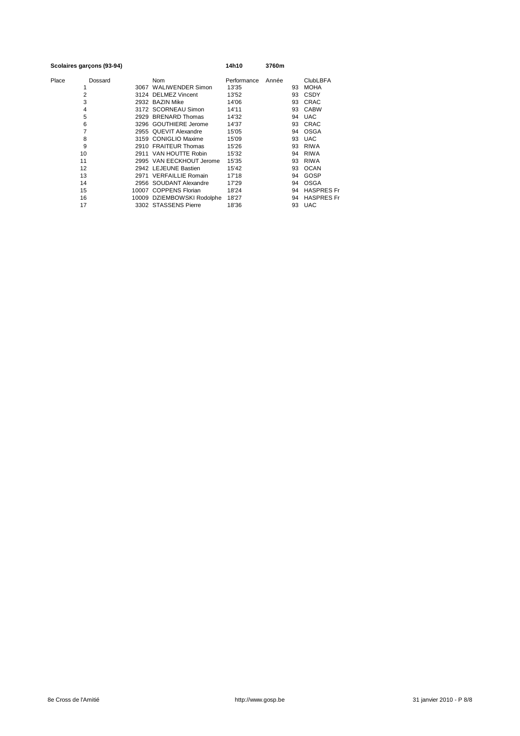**Scolaires garçons (93-94)** **14h10** **3760m**

| Place | Dossard | Nom | Performance | Année | ClubLBFA |
|---|---|---|---|---|---|
| 1 | 3067 | WALIWENDER Simon | 13'35 | 93 | MOHA |
| 2 | 3124 | DELMEZ Vincent | 13'52 | 93 | CSDY |
| 3 | 2932 | BAZIN Mike | 14'06 | 93 | CRAC |
| 4 | 3172 | SCORNEAU Simon | 14'11 | 93 | CABW |
| 5 | 2929 | BRENARD Thomas | 14'32 | 94 | UAC |
| 6 | 3296 | GOUTHIERE Jerome | 14'37 | 93 | CRAC |
| 7 | 2955 | QUEVIT Alexandre | 15'05 | 94 | OSGA |
| 8 | 3159 | CONIGLIO Maxime | 15'09 | 93 | UAC |
| 9 | 2910 | FRAITEUR Thomas | 15'26 | 93 | RIWA |
| 10 | 2911 | VAN HOUTTE Robin | 15'32 | 94 | RIWA |
| 11 | 2995 | VAN EECKHOUT Jerome | 15'35 | 93 | RIWA |
| 12 | 2942 | LEJEUNE Bastien | 15'42 | 93 | OCAN |
| 13 | 2971 | VERFAILLIE Romain | 17'18 | 94 | GOSP |
| 14 | 2956 | SOUDANT Alexandre | 17'29 | 94 | OSGA |
| 15 | 10007 | COPPENS Florian | 18'24 | 94 | HASPRES Fr |
| 16 | 10009 | DZIEMBOWSKI Rodolphe | 18'27 | 94 | HASPRES Fr |
| 17 | 3302 | STASSENS Pierre | 18'36 | 93 | UAC |